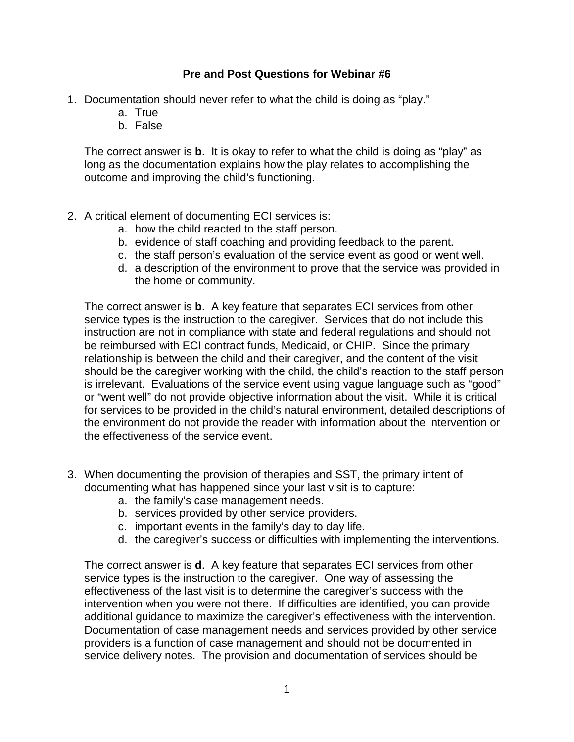# Pre and Post Questions for Webinar #6

1. Documentation should never refer to what the child is doing as "play."
   a. True
   b. False

   The correct answer is **b**. It is okay to refer to what the child is doing as "play" as long as the documentation explains how the play relates to accomplishing the outcome and improving the child's functioning.

2. A critical element of documenting ECI services is:
   a. how the child reacted to the staff person.
   b. evidence of staff coaching and providing feedback to the parent.
   c. the staff person's evaluation of the service event as good or went well.
   d. a description of the environment to prove that the service was provided in the home or community.

   The correct answer is **b**. A key feature that separates ECI services from other service types is the instruction to the caregiver. Services that do not include this instruction are not in compliance with state and federal regulations and should not be reimbursed with ECI contract funds, Medicaid, or CHIP. Since the primary relationship is between the child and their caregiver, and the content of the visit should be the caregiver working with the child, the child's reaction to the staff person is irrelevant. Evaluations of the service event using vague language such as "good" or "went well" do not provide objective information about the visit. While it is critical for services to be provided in the child's natural environment, detailed descriptions of the environment do not provide the reader with information about the intervention or the effectiveness of the service event.

3. When documenting the provision of therapies and SST, the primary intent of documenting what has happened since your last visit is to capture:
   a. the family's case management needs.
   b. services provided by other service providers.
   c. important events in the family's day to day life.
   d. the caregiver's success or difficulties with implementing the interventions.

   The correct answer is **d**. A key feature that separates ECI services from other service types is the instruction to the caregiver. One way of assessing the effectiveness of the last visit is to determine the caregiver's success with the intervention when you were not there. If difficulties are identified, you can provide additional guidance to maximize the caregiver's effectiveness with the intervention. Documentation of case management needs and services provided by other service providers is a function of case management and should not be documented in service delivery notes. The provision and documentation of services should be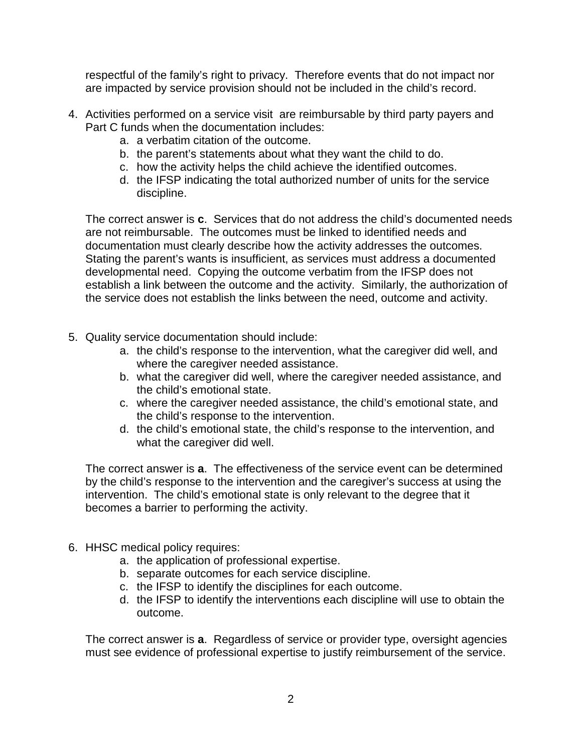respectful of the family's right to privacy. Therefore events that do not impact nor are impacted by service provision should not be included in the child's record.

4. Activities performed on a service visit are reimbursable by third party payers and Part C funds when the documentation includes:
   a. a verbatim citation of the outcome.
   b. the parent's statements about what they want the child to do.
   c. how the activity helps the child achieve the identified outcomes.
   d. the IFSP indicating the total authorized number of units for the service discipline.

   The correct answer is **c**. Services that do not address the child's documented needs are not reimbursable. The outcomes must be linked to identified needs and documentation must clearly describe how the activity addresses the outcomes. Stating the parent's wants is insufficient, as services must address a documented developmental need. Copying the outcome verbatim from the IFSP does not establish a link between the outcome and the activity. Similarly, the authorization of the service does not establish the links between the need, outcome and activity.

5. Quality service documentation should include:
   a. the child's response to the intervention, what the caregiver did well, and where the caregiver needed assistance.
   b. what the caregiver did well, where the caregiver needed assistance, and the child's emotional state.
   c. where the caregiver needed assistance, the child's emotional state, and the child's response to the intervention.
   d. the child's emotional state, the child's response to the intervention, and what the caregiver did well.

   The correct answer is **a**. The effectiveness of the service event can be determined by the child's response to the intervention and the caregiver's success at using the intervention. The child's emotional state is only relevant to the degree that it becomes a barrier to performing the activity.

6. HHSC medical policy requires:
   a. the application of professional expertise.
   b. separate outcomes for each service discipline.
   c. the IFSP to identify the disciplines for each outcome.
   d. the IFSP to identify the interventions each discipline will use to obtain the outcome.

   The correct answer is **a**. Regardless of service or provider type, oversight agencies must see evidence of professional expertise to justify reimbursement of the service.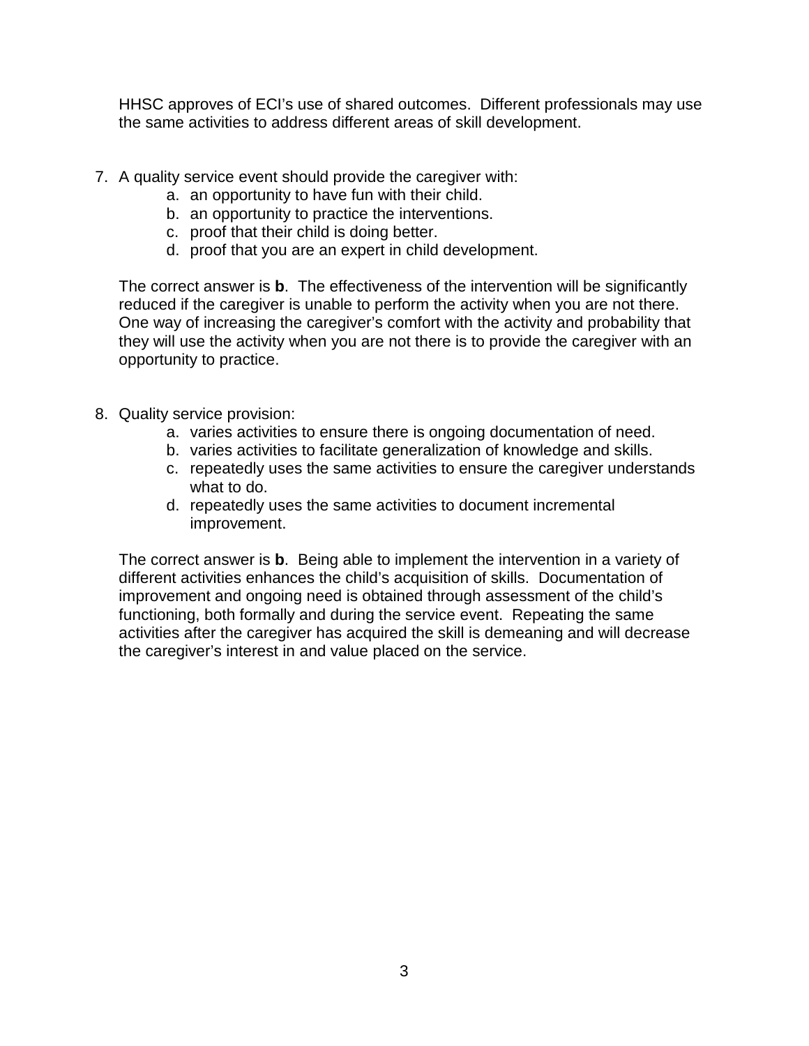HHSC approves of ECI's use of shared outcomes. Different professionals may use the same activities to address different areas of skill development.

7. A quality service event should provide the caregiver with:
    a. an opportunity to have fun with their child.
    b. an opportunity to practice the interventions.
    c. proof that their child is doing better.
    d. proof that you are an expert in child development.

   The correct answer is **b**. The effectiveness of the intervention will be significantly reduced if the caregiver is unable to perform the activity when you are not there. One way of increasing the caregiver's comfort with the activity and probability that they will use the activity when you are not there is to provide the caregiver with an opportunity to practice.

8. Quality service provision:
    a. varies activities to ensure there is ongoing documentation of need.
    b. varies activities to facilitate generalization of knowledge and skills.
    c. repeatedly uses the same activities to ensure the caregiver understands what to do.
    d. repeatedly uses the same activities to document incremental improvement.

   The correct answer is **b**. Being able to implement the intervention in a variety of different activities enhances the child's acquisition of skills. Documentation of improvement and ongoing need is obtained through assessment of the child's functioning, both formally and during the service event. Repeating the same activities after the caregiver has acquired the skill is demeaning and will decrease the caregiver's interest in and value placed on the service.